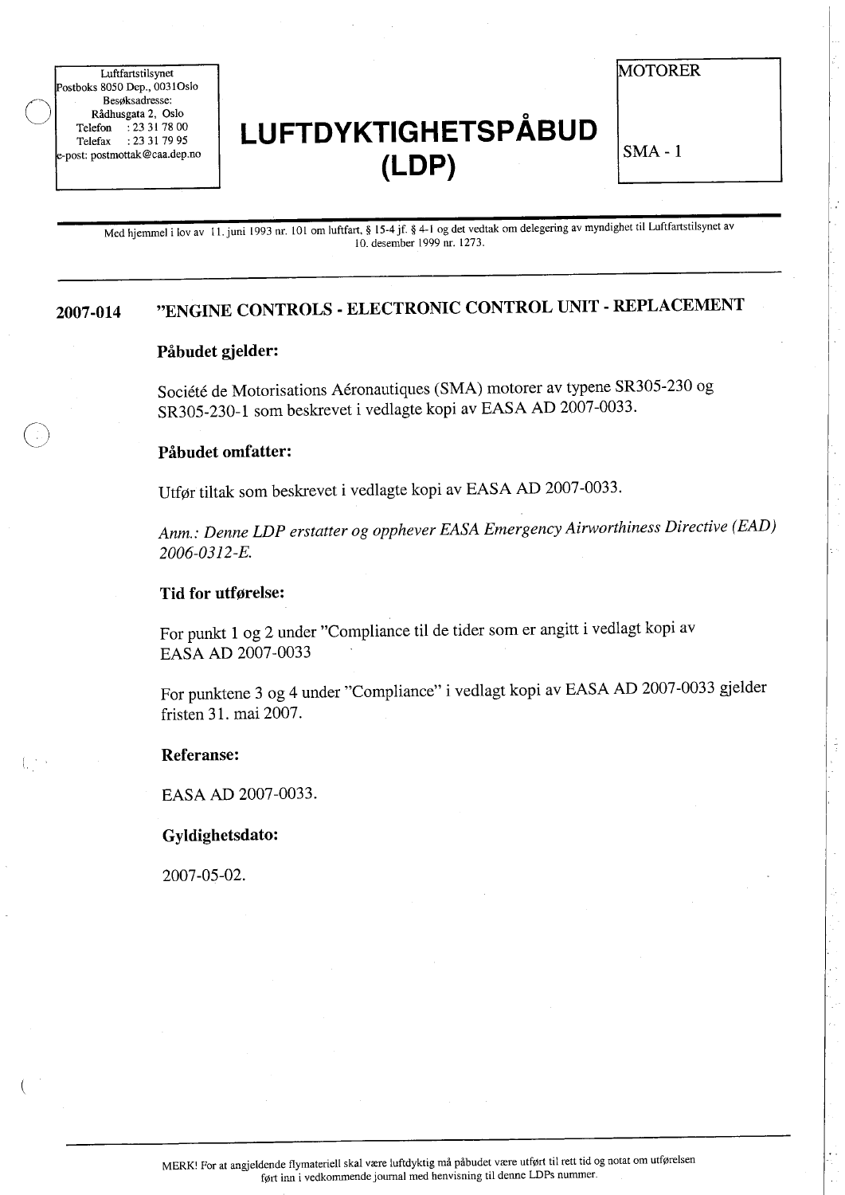Luftfartstilsynet
Postboks 8050 Dep., 0031Oslo
Besøksadresse:
Rådhusgata 2, Oslo
Telefon : 23 31 78 00
Telefax : 23 31 79 95
e-post: postmottak@caa.dep.no

# LUFTDYKTIGHETSPÅBUD (LDP)

MOTORER

SMA - 1

Med hjemmel i lov av 11. juni 1993 nr. 101 om luftfart, § 15-4 jf. § 4-1 og det vedtak om delegering av myndighet til Luftfartstilsynet av 10. desember 1999 nr. 1273.

---

## 2007-014 "ENGINE CONTROLS - ELECTRONIC CONTROL UNIT - REPLACEMENT

**Påbudet gjelder:**

Société de Motorisations Aéronautiques (SMA) motorer av typene SR305-230 og SR305-230-1 som beskrevet i vedlagte kopi av EASA AD 2007-0033.

**Påbudet omfatter:**

Utfør tiltak som beskrevet i vedlagte kopi av EASA AD 2007-0033.

*Anm.: Denne LDP erstatter og opphever EASA Emergency Airworthiness Directive (EAD) 2006-0312-E.*

**Tid for utførelse:**

For punkt 1 og 2 under "Compliance til de tider som er angitt i vedlagt kopi av EASA AD 2007-0033

For punktene 3 og 4 under "Compliance" i vedlagt kopi av EASA AD 2007-0033 gjelder fristen 31. mai 2007.

**Referanse:**

EASA AD 2007-0033.

**Gyldighetsdato:**

2007-05-02.

---

MERK! For at angjeldende flymateriell skal være luftdyktig må påbudet være utført til rett tid og notat om utførelsen ført inn i vedkommende journal med henvisning til denne LDPs nummer.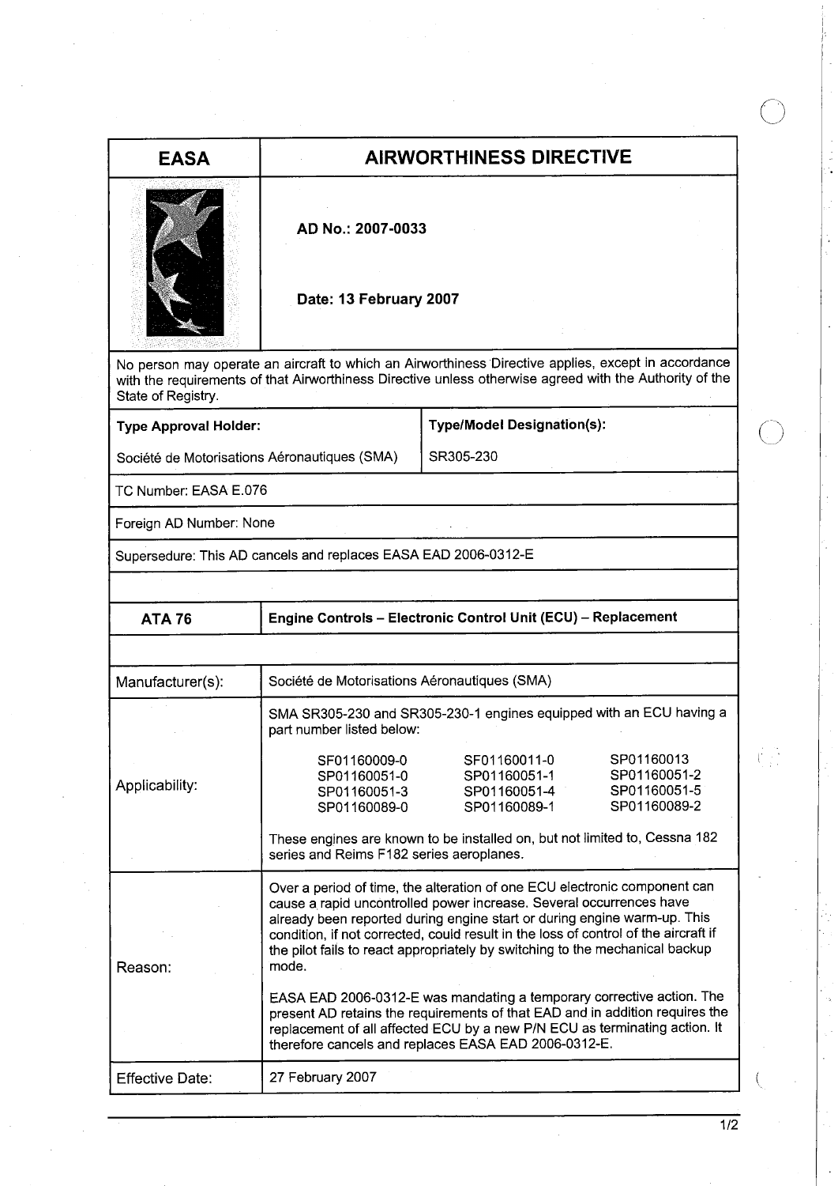| EASA | AIRWORTHINESS DIRECTIVE |
|---|---|
| | **AD No.: 2007-0033**<br><br>**Date: 13 February 2007** |

No person may operate an aircraft to which an Airworthiness Directive applies, except in accordance with the requirements of that Airworthiness Directive unless otherwise agreed with the Authority of the State of Registry.

| **Type Approval Holder:** | **Type/Model Designation(s):** |
|---|---|
| Société de Motorisations Aéronautiques (SMA) | SR305-230 |

TC Number: EASA E.076

Foreign AD Number: None

Supersedure: This AD cancels and replaces EASA EAD 2006-0312-E

| **ATA 76** | **Engine Controls – Electronic Control Unit (ECU) – Replacement** |
|---|---|

| | |
|---|---|
| Manufacturer(s): | Société de Motorisations Aéronautiques (SMA) |
| Applicability: | SMA SR305-230 and SR305-230-1 engines equipped with an ECU having a part number listed below:<br><br>SF01160009-0 SF01160011-0 SP01160013<br>SP01160051-0 SP01160051-1 SP01160051-2<br>SP01160051-3 SP01160051-4 SP01160051-5<br>SP01160089-0 SP01160089-1 SP01160089-2<br><br>These engines are known to be installed on, but not limited to, Cessna 182 series and Reims F182 series aeroplanes. |
| Reason: | Over a period of time, the alteration of one ECU electronic component can cause a rapid uncontrolled power increase. Several occurrences have already been reported during engine start or during engine warm-up. This condition, if not corrected, could result in the loss of control of the aircraft if the pilot fails to react appropriately by switching to the mechanical backup mode.<br><br>EASA EAD 2006-0312-E was mandating a temporary corrective action. The present AD retains the requirements of that EAD and in addition requires the replacement of all affected ECU by a new P/N ECU as terminating action. It therefore cancels and replaces EASA EAD 2006-0312-E. |
| Effective Date: | 27 February 2007 |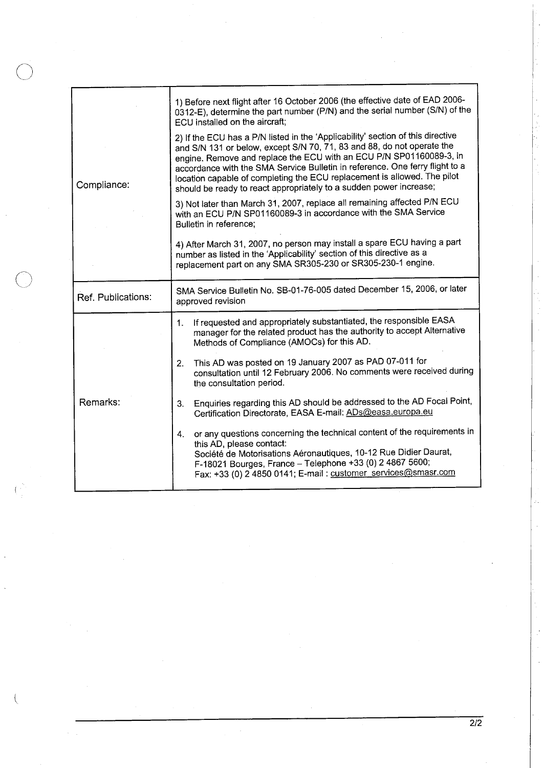| | |
|---|---|
| Compliance: | 1) Before next flight after 16 October 2006 (the effective date of EAD 2006-0312-E), determine the part number (P/N) and the serial number (S/N) of the ECU installed on the aircraft;<br><br>2) If the ECU has a P/N listed in the 'Applicability' section of this directive and S/N 131 or below, except S/N 70, 71, 83 and 88, do not operate the engine. Remove and replace the ECU with an ECU P/N SP01160089-3, in accordance with the SMA Service Bulletin in reference. One ferry flight to a location capable of completing the ECU replacement is allowed. The pilot should be ready to react appropriately to a sudden power increase;<br><br>3) Not later than March 31, 2007, replace all remaining affected P/N ECU with an ECU P/N SP01160089-3 in accordance with the SMA Service Bulletin in reference;<br><br>4) After March 31, 2007, no person may install a spare ECU having a part number as listed in the 'Applicability' section of this directive as a replacement part on any SMA SR305-230 or SR305-230-1 engine. |
| Ref. Publications: | SMA Service Bulletin No. SB-01-76-005 dated December 15, 2006, or later approved revision |
| Remarks: | 1. If requested and appropriately substantiated, the responsible EASA manager for the related product has the authority to accept Alternative Methods of Compliance (AMOCs) for this AD.<br><br>2. This AD was posted on 19 January 2007 as PAD 07-011 for consultation until 12 February 2006. No comments were received during the consultation period.<br><br>3. Enquiries regarding this AD should be addressed to the AD Focal Point, Certification Directorate, EASA E-mail: ADs@easa.europa.eu<br><br>4. or any questions concerning the technical content of the requirements in this AD, please contact:<br>Société de Motorisations Aéronautiques, 10-12 Rue Didier Daurat, F-18021 Bourges, France – Telephone +33 (0) 2 4867 5600;<br>Fax: +33 (0) 2 4850 0141; E-mail : customer_services@smasr.com |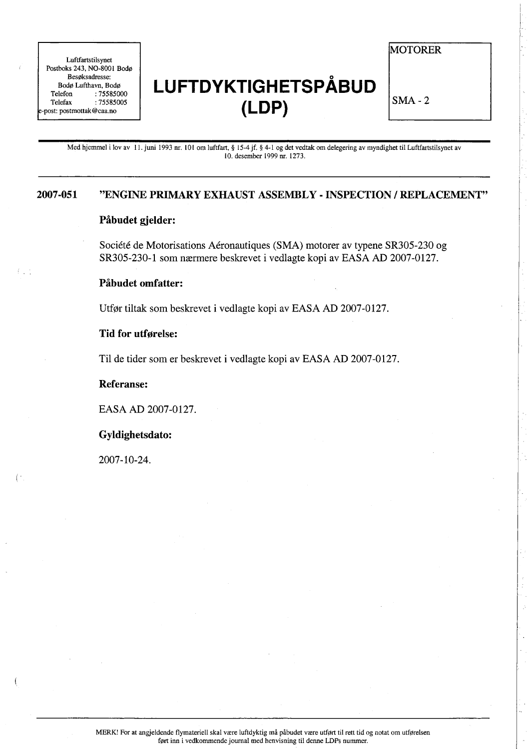Luftfartstilsynet
Postboks 243, NO-8001 Bodø
Besøksadresse:
Bodø Lufthavn, Bodø
Telefon : 75585000
Telefax : 75585005
e-post: postmottak@caa.no

# LUFTDYKTIGHETSPÅBUD (LDP)

MOTORER

SMA - 2

Med hjemmel i lov av 11. juni 1993 nr. 101 om luftfart, § 15-4 jf. § 4-1 og det vedtak om delegering av myndighet til Luftfartstilsynet av 10. desember 1999 nr. 1273.

## 2007-051 "ENGINE PRIMARY EXHAUST ASSEMBLY - INSPECTION / REPLACEMENT"

### Påbudet gjelder:

Société de Motorisations Aéronautiques (SMA) motorer av typene SR305-230 og SR305-230-1 som nærmere beskrevet i vedlagte kopi av EASA AD 2007-0127.

### Påbudet omfatter:

Utfør tiltak som beskrevet i vedlagte kopi av EASA AD 2007-0127.

### Tid for utførelse:

Til de tider som er beskrevet i vedlagte kopi av EASA AD 2007-0127.

### Referanse:

EASA AD 2007-0127.

### Gyldighetsdato:

2007-10-24.

MERK! For at angjeldende flymateriell skal være luftdyktig må påbudet være utført til rett tid og notat om utførelsen ført inn i vedkommende journal med henvisning til denne LDPs nummer.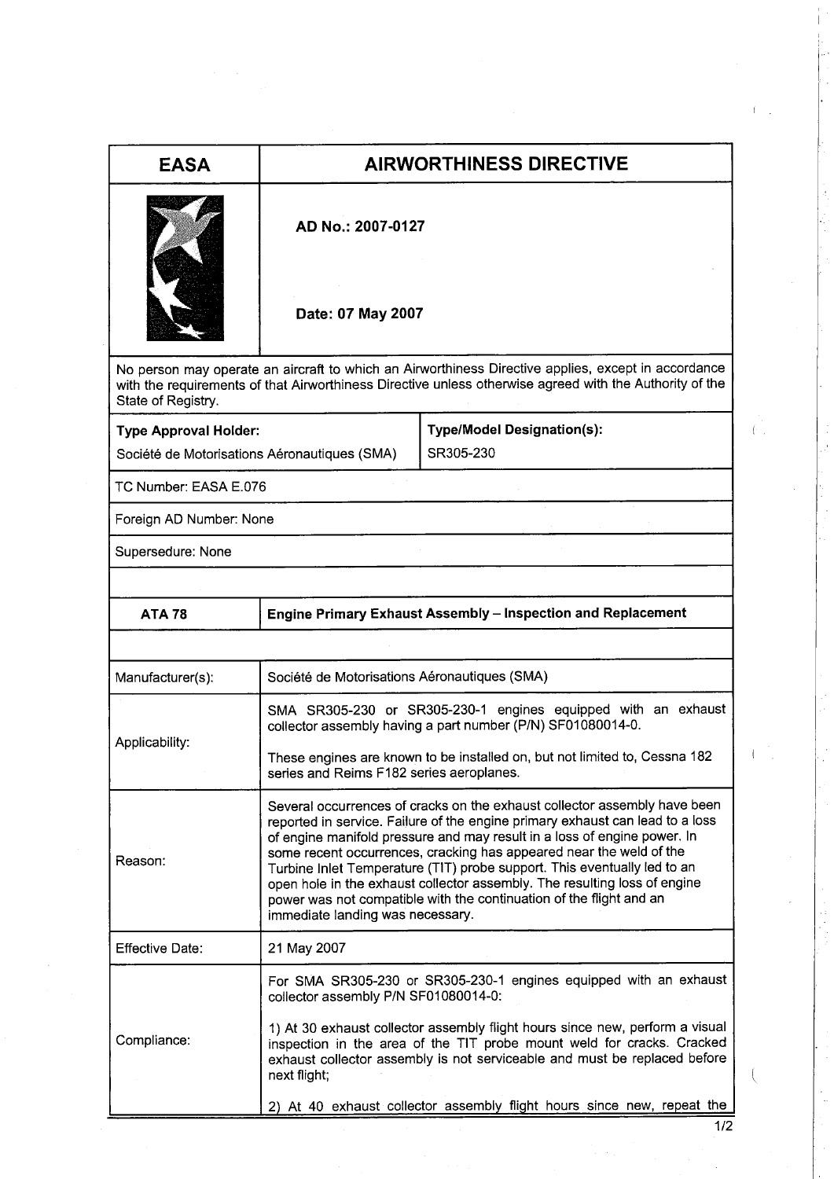| EASA | AIRWORTHINESS DIRECTIVE |
|---|---|
| | **AD No.: 2007-0127**<br><br>**Date: 07 May 2007** |

No person may operate an aircraft to which an Airworthiness Directive applies, except in accordance with the requirements of that Airworthiness Directive unless otherwise agreed with the Authority of the State of Registry.

| **Type Approval Holder:** | **Type/Model Designation(s):** |
|---|---|
| Société de Motorisations Aéronautiques (SMA) | SR305-230 |

TC Number: EASA E.076

Foreign AD Number: None

Supersedure: None

| **ATA 78** | **Engine Primary Exhaust Assembly – Inspection and Replacement** |
|---|---|
| Manufacturer(s): | Société de Motorisations Aéronautiques (SMA) |
| Applicability: | SMA SR305-230 or SR305-230-1 engines equipped with an exhaust collector assembly having a part number (P/N) SF01080014-0.<br><br>These engines are known to be installed on, but not limited to, Cessna 182 series and Reims F182 series aeroplanes. |
| Reason: | Several occurrences of cracks on the exhaust collector assembly have been reported in service. Failure of the engine primary exhaust can lead to a loss of engine manifold pressure and may result in a loss of engine power. In some recent occurrences, cracking has appeared near the weld of the Turbine Inlet Temperature (TIT) probe support. This eventually led to an open hole in the exhaust collector assembly. The resulting loss of engine power was not compatible with the continuation of the flight and an immediate landing was necessary. |
| Effective Date: | 21 May 2007 |
| Compliance: | For SMA SR305-230 or SR305-230-1 engines equipped with an exhaust collector assembly P/N SF01080014-0:<br><br>1) At 30 exhaust collector assembly flight hours since new, perform a visual inspection in the area of the TIT probe mount weld for cracks. Cracked exhaust collector assembly is not serviceable and must be replaced before next flight;<br><br>2) At 40 exhaust collector assembly flight hours since new, repeat the |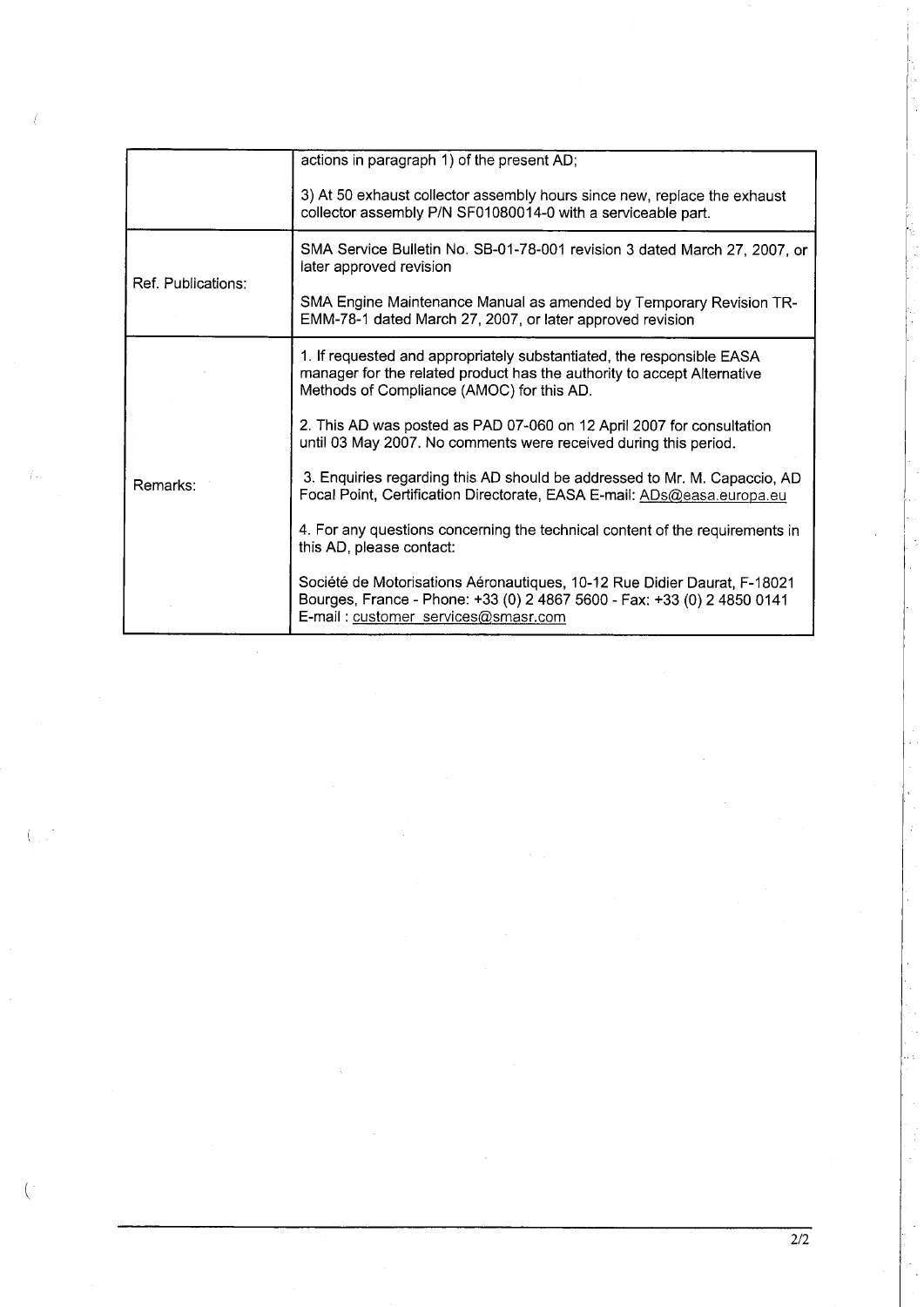| | |
|---|---|
| | actions in paragraph 1) of the present AD;<br><br>3) At 50 exhaust collector assembly hours since new, replace the exhaust collector assembly P/N SF01080014-0 with a serviceable part. |
| Ref. Publications: | SMA Service Bulletin No. SB-01-78-001 revision 3 dated March 27, 2007, or later approved revision<br><br>SMA Engine Maintenance Manual as amended by Temporary Revision TR-EMM-78-1 dated March 27, 2007, or later approved revision |
| Remarks: | 1. If requested and appropriately substantiated, the responsible EASA manager for the related product has the authority to accept Alternative Methods of Compliance (AMOC) for this AD.<br><br>2. This AD was posted as PAD 07-060 on 12 April 2007 for consultation until 03 May 2007. No comments were received during this period.<br><br>3. Enquiries regarding this AD should be addressed to Mr. M. Capaccio, AD Focal Point, Certification Directorate, EASA E-mail: ADs@easa.europa.eu<br><br>4. For any questions concerning the technical content of the requirements in this AD, please contact:<br><br>Société de Motorisations Aéronautiques, 10-12 Rue Didier Daurat, F-18021 Bourges, France - Phone: +33 (0) 2 4867 5600 - Fax: +33 (0) 2 4850 0141 E-mail : customer_services@smasr.com |